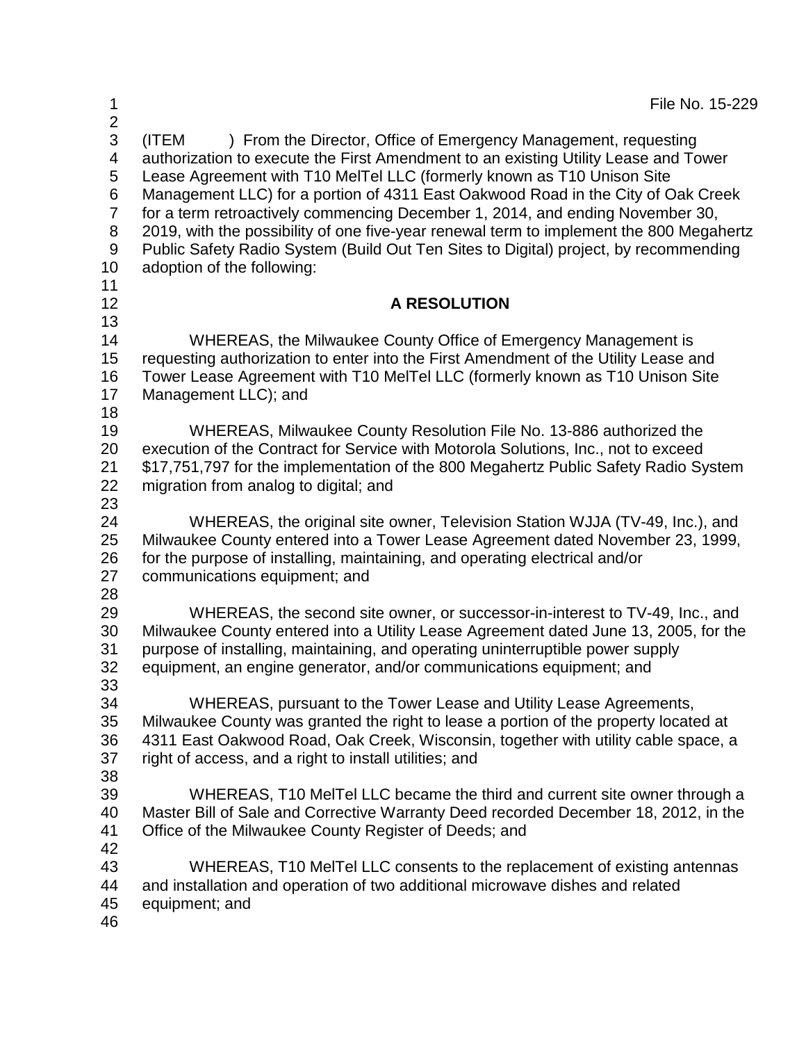File No. 15-229

(ITEM ) From the Director, Office of Emergency Management, requesting authorization to execute the First Amendment to an existing Utility Lease and Tower Lease Agreement with T10 MelTel LLC (formerly known as T10 Unison Site Management LLC) for a portion of 4311 East Oakwood Road in the City of Oak Creek for a term retroactively commencing December 1, 2014, and ending November 30, 2019, with the possibility of one five-year renewal term to implement the 800 Megahertz Public Safety Radio System (Build Out Ten Sites to Digital) project, by recommending adoption of the following:

**A RESOLUTION**

WHEREAS, the Milwaukee County Office of Emergency Management is requesting authorization to enter into the First Amendment of the Utility Lease and Tower Lease Agreement with T10 MelTel LLC (formerly known as T10 Unison Site Management LLC); and

WHEREAS, Milwaukee County Resolution File No. 13-886 authorized the execution of the Contract for Service with Motorola Solutions, Inc., not to exceed \$17,751,797 for the implementation of the 800 Megahertz Public Safety Radio System migration from analog to digital; and

WHEREAS, the original site owner, Television Station WJJA (TV-49, Inc.), and Milwaukee County entered into a Tower Lease Agreement dated November 23, 1999, for the purpose of installing, maintaining, and operating electrical and/or communications equipment; and

WHEREAS, the second site owner, or successor-in-interest to TV-49, Inc., and Milwaukee County entered into a Utility Lease Agreement dated June 13, 2005, for the purpose of installing, maintaining, and operating uninterruptible power supply equipment, an engine generator, and/or communications equipment; and

WHEREAS, pursuant to the Tower Lease and Utility Lease Agreements, Milwaukee County was granted the right to lease a portion of the property located at 4311 East Oakwood Road, Oak Creek, Wisconsin, together with utility cable space, a right of access, and a right to install utilities; and

WHEREAS, T10 MelTel LLC became the third and current site owner through a Master Bill of Sale and Corrective Warranty Deed recorded December 18, 2012, in the Office of the Milwaukee County Register of Deeds; and

WHEREAS, T10 MelTel LLC consents to the replacement of existing antennas and installation and operation of two additional microwave dishes and related equipment; and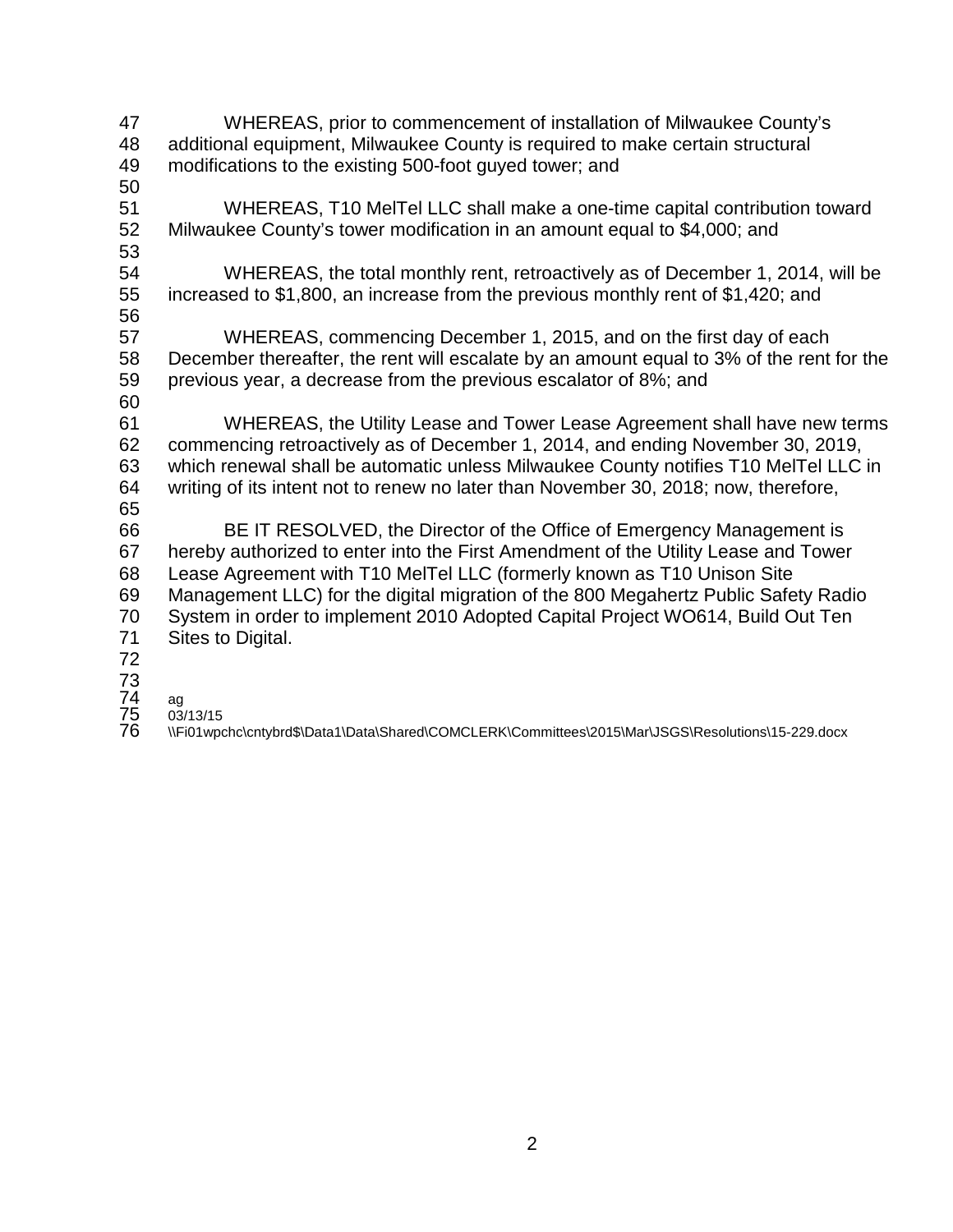WHEREAS, prior to commencement of installation of Milwaukee County's additional equipment, Milwaukee County is required to make certain structural modifications to the existing 500-foot guyed tower; and

WHEREAS, T10 MelTel LLC shall make a one-time capital contribution toward Milwaukee County's tower modification in an amount equal to $4,000; and

WHEREAS, the total monthly rent, retroactively as of December 1, 2014, will be increased to $1,800, an increase from the previous monthly rent of $1,420; and

WHEREAS, commencing December 1, 2015, and on the first day of each December thereafter, the rent will escalate by an amount equal to 3% of the rent for the previous year, a decrease from the previous escalator of 8%; and

WHEREAS, the Utility Lease and Tower Lease Agreement shall have new terms commencing retroactively as of December 1, 2014, and ending November 30, 2019, which renewal shall be automatic unless Milwaukee County notifies T10 MelTel LLC in writing of its intent not to renew no later than November 30, 2018; now, therefore,

BE IT RESOLVED, the Director of the Office of Emergency Management is hereby authorized to enter into the First Amendment of the Utility Lease and Tower Lease Agreement with T10 MelTel LLC (formerly known as T10 Unison Site Management LLC) for the digital migration of the 800 Megahertz Public Safety Radio System in order to implement 2010 Adopted Capital Project WO614, Build Out Ten Sites to Digital.

ag
03/13/15
\\Fi01wpchc\cntybrd$\Data1\Data\Shared\COMCLERK\Committees\2015\Mar\JSGS\Resolutions\15-229.docx